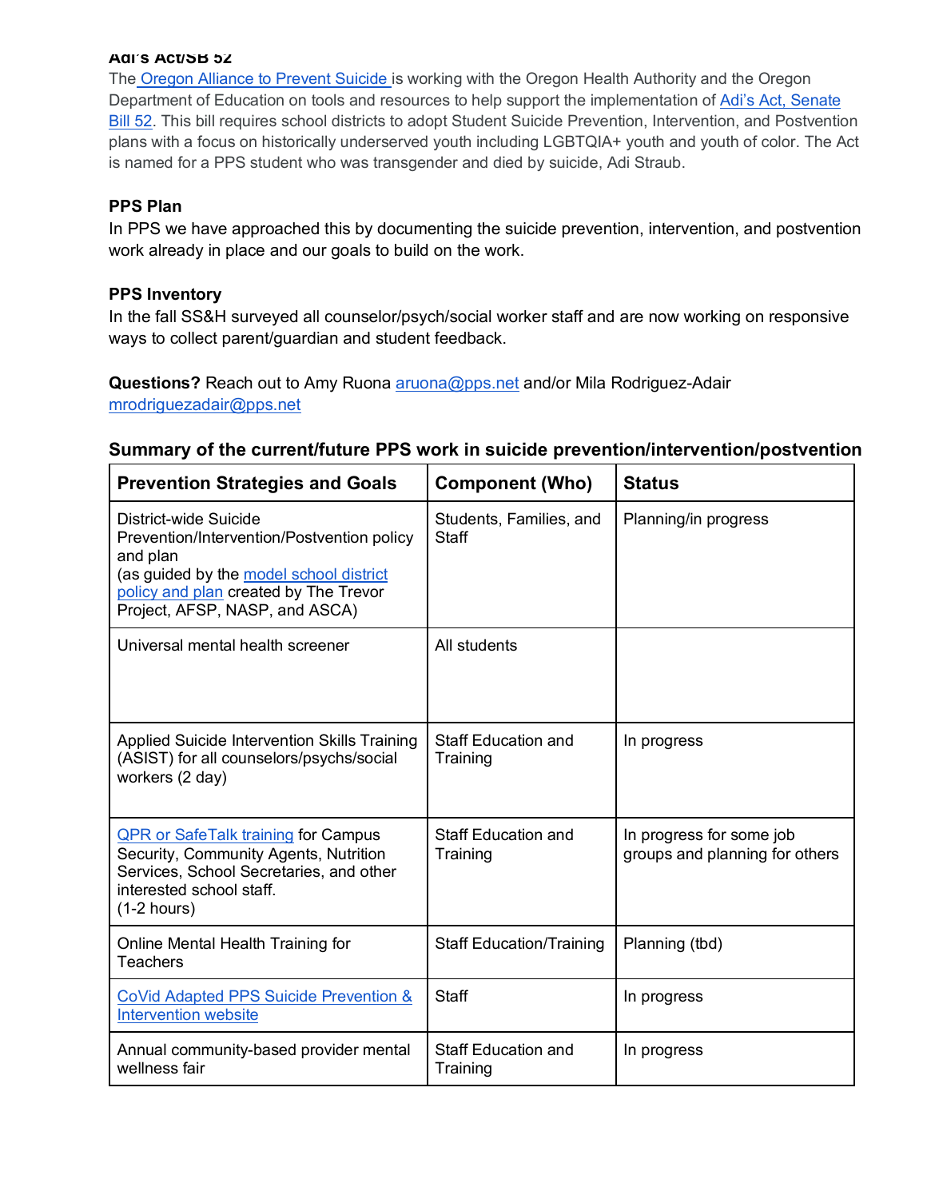**Adi's Act/SB 52**

The Oregon Alliance to Prevent Suicide is working with the Oregon Health Authority and the Oregon Department of Education on tools and resources to help support the implementation of Adi's Act, Senate Bill 52. This bill requires school districts to adopt Student Suicide Prevention, Intervention, and Postvention plans with a focus on historically underserved youth including LGBTQIA+ youth and youth of color. The Act is named for a PPS student who was transgender and died by suicide, Adi Straub.

**PPS Plan**

In PPS we have approached this by documenting the suicide prevention, intervention, and postvention work already in place and our goals to build on the work.

**PPS Inventory**

In the fall SS&H surveyed all counselor/psych/social worker staff and are now working on responsive ways to collect parent/guardian and student feedback.

**Questions?** Reach out to Amy Ruona aruona@pps.net and/or Mila Rodriguez-Adair mrodriguezadair@pps.net

## Summary of the current/future PPS work in suicide prevention/intervention/postvention

| Prevention Strategies and Goals | Component (Who) | Status |
|---|---|---|
| District-wide Suicide Prevention/Intervention/Postvention policy and plan (as guided by the model school district policy and plan created by The Trevor Project, AFSP, NASP, and ASCA) | Students, Families, and Staff | Planning/in progress |
| Universal mental health screener | All students | |
| Applied Suicide Intervention Skills Training (ASIST) for all counselors/psychs/social workers (2 day) | Staff Education and Training | In progress |
| QPR or SafeTalk training for Campus Security, Community Agents, Nutrition Services, School Secretaries, and other interested school staff. (1-2 hours) | Staff Education and Training | In progress for some job groups and planning for others |
| Online Mental Health Training for Teachers | Staff Education/Training | Planning (tbd) |
| CoVid Adapted PPS Suicide Prevention & Intervention website | Staff | In progress |
| Annual community-based provider mental wellness fair | Staff Education and Training | In progress |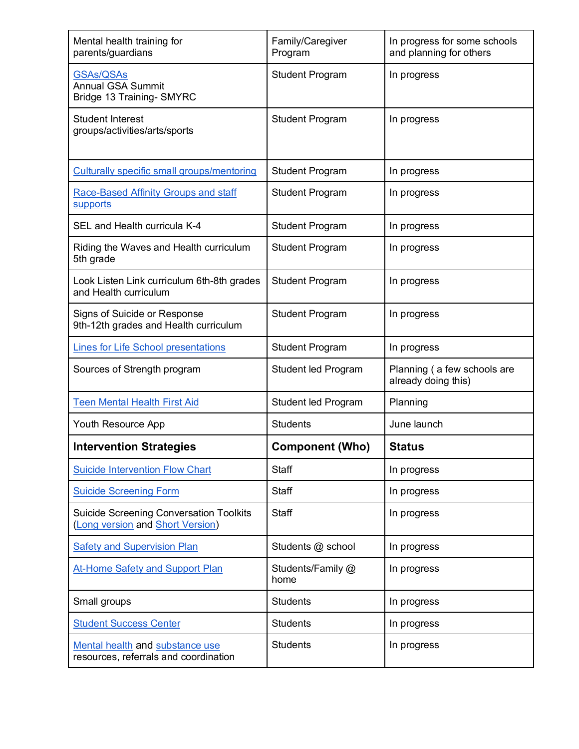| Mental health training for parents/guardians | Family/Caregiver Program | In progress for some schools and planning for others |
|---|---|---|
| GSAs/QSAs<br>Annual GSA Summit<br>Bridge 13 Training- SMYRC | Student Program | In progress |
| Student Interest groups/activities/arts/sports | Student Program | In progress |
| Culturally specific small groups/mentoring | Student Program | In progress |
| Race-Based Affinity Groups and staff supports | Student Program | In progress |
| SEL and Health curricula K-4 | Student Program | In progress |
| Riding the Waves and Health curriculum 5th grade | Student Program | In progress |
| Look Listen Link curriculum 6th-8th grades and Health curriculum | Student Program | In progress |
| Signs of Suicide or Response 9th-12th grades and Health curriculum | Student Program | In progress |
| Lines for Life School presentations | Student Program | In progress |
| Sources of Strength program | Student led Program | Planning ( a few schools are already doing this) |
| Teen Mental Health First Aid | Student led Program | Planning |
| Youth Resource App | Students | June launch |
| **Intervention Strategies** | **Component (Who)** | **Status** |
| Suicide Intervention Flow Chart | Staff | In progress |
| Suicide Screening Form | Staff | In progress |
| Suicide Screening Conversation Toolkits (Long version and Short Version) | Staff | In progress |
| Safety and Supervision Plan | Students @ school | In progress |
| At-Home Safety and Support Plan | Students/Family @ home | In progress |
| Small groups | Students | In progress |
| Student Success Center | Students | In progress |
| Mental health and substance use resources, referrals and coordination | Students | In progress |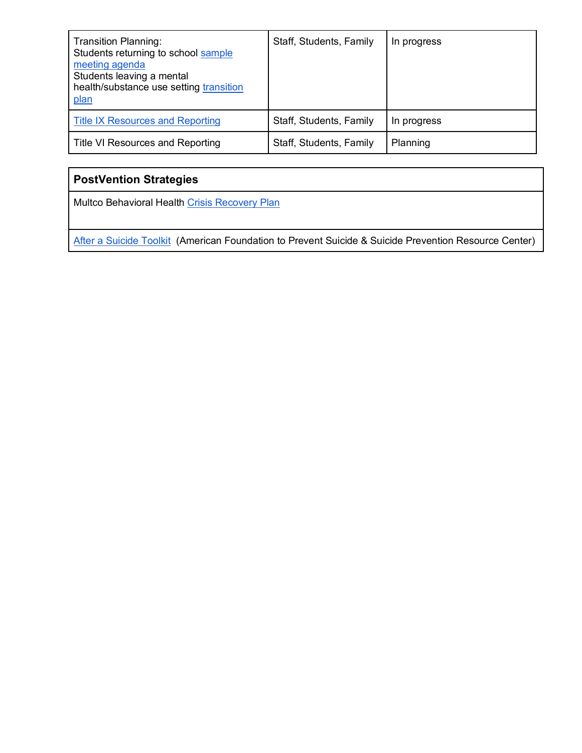| | | |
|---|---|---|
| Transition Planning:<br>Students returning to school sample meeting agenda<br>Students leaving a mental health/substance use setting transition plan | Staff, Students, Family | In progress |
| Title IX Resources and Reporting | Staff, Students, Family | In progress |
| Title VI Resources and Reporting | Staff, Students, Family | Planning |

| **PostVention Strategies** |
|---|
| Multco Behavioral Health Crisis Recovery Plan |
| After a Suicide Toolkit (American Foundation to Prevent Suicide & Suicide Prevention Resource Center) |